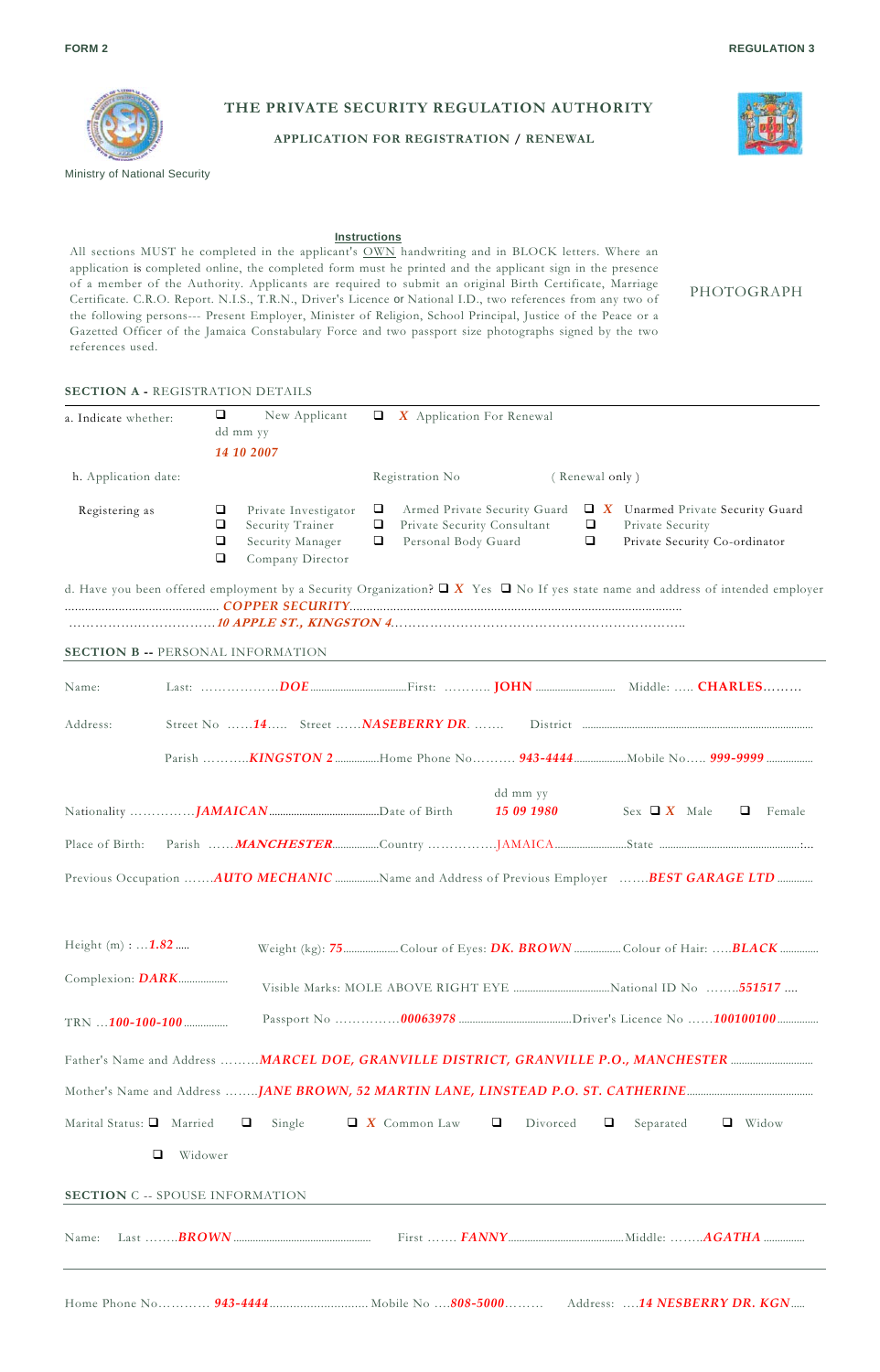FORM 2

REGULATION 3

Ministry of National Security

# THE PRIVATE SECURITY REGULATION AUTHORITY

## APPLICATION FOR REGISTRATION / RENEWAL

**Instructions**

All sections MUST he completed in the applicant's OWN handwriting and in BLOCK letters. Where an application is completed online, the completed form must he printed and the applicant sign in the presence of a member of the Authority. Applicants are required to submit an original Birth Certificate, Marriage Certificate. C.R.O. Report. N.I.S., T.R.N., Driver's Licence or National I.D., two references from any two of the following persons--- Present Employer, Minister of Religion, School Principal, Justice of the Peace or a Gazetted Officer of the Jamaica Constabulary Force and two passport size photographs signed by the two references used.

PHOTOGRAPH

**SECTION A -** REGISTRATION DETAILS

a. Indicate whether: ❑ New Applicant ❑ *X* Application For Renewal

dd mm yy
*14 10 2007*

h. Application date: Registration No ( Renewal only )

Registering as

- ❑ Private Investigator
- ❑ Security Trainer
- ❑ Security Manager
- ❑ Company Director
- ❑ Armed Private Security Guard
- ❑ Private Security Consultant
- ❑ Personal Body Guard
- ❑ *X* Unarmed Private Security Guard
- ❑ Private Security
- ❑ Private Security Co-ordinator

d. Have you been offered employment by a Security Organization? ❑ *X* Yes ❑ No If yes state name and address of intended employer
............................................. *COPPER SECURITY*...................................................................................................
……………………………*10 APPLE ST., KINGSTON 4*……………………………………………………………..

**SECTION B --** PERSONAL INFORMATION

Name: Last: ………………*DOE*...................................First: ………. *JOHN* ............................. Middle: ….. *CHARLES*………

Address: Street No ……*14*….. Street ……*NASEBERRY DR*. ……. District ......................................................................................

Parish ………..*KINGSTON 2*................Home Phone No………. *943-4444*..................Mobile No….. *999-9999* ................

Nationality ……………*JAMAICAN*........................................Date of Birth dd mm yy *15 09 1980* Sex ❑ *X* Male ❑ Female

Place of Birth: Parish ……*MANCHESTER*................Country ……………JAMAICA..........................State ..................................................:...

Previous Occupation …….*AUTO MECHANIC* ................Name and Address of Previous Employer …….*BEST GARAGE LTD* ............

Height (m) : …*1.82* ..... Weight (kg): *75*....................Colour of Eyes: *DK. BROWN* ................Colour of Hair: …..*BLACK* .............

Complexion: *DARK*.................. Visible Marks: MOLE ABOVE RIGHT EYE ...................................National ID No ……..*551517* ….

TRN …*100-100-100*................ Passport No ……………*00063978* ........................................Driver's Licence No ……*100100100*..............

Father's Name and Address ………*MARCEL DOE, GRANVILLE DISTRICT, GRANVILLE P.O., MANCHESTER* .............................

Mother's Name and Address ……..*JANE BROWN, 52 MARTIN LANE, LINSTEAD P.O. ST. CATHERINE*.............................................

Marital Status: ❑ Married ❑ Single ❑ *X* Common Law ❑ Divorced ❑ Separated ❑ Widow ❑ Widower

**SECTION C --** SPOUSE INFORMATION

Name: Last ……..*BROWN* .................................................. First ……. *FANNY*..........................................Middle: ……..*AGATHA* ...............

Home Phone No………… *943-4444*............................. Mobile No ….*808-5000*……… Address: ….*14 NESBERRY DR. KGN*.....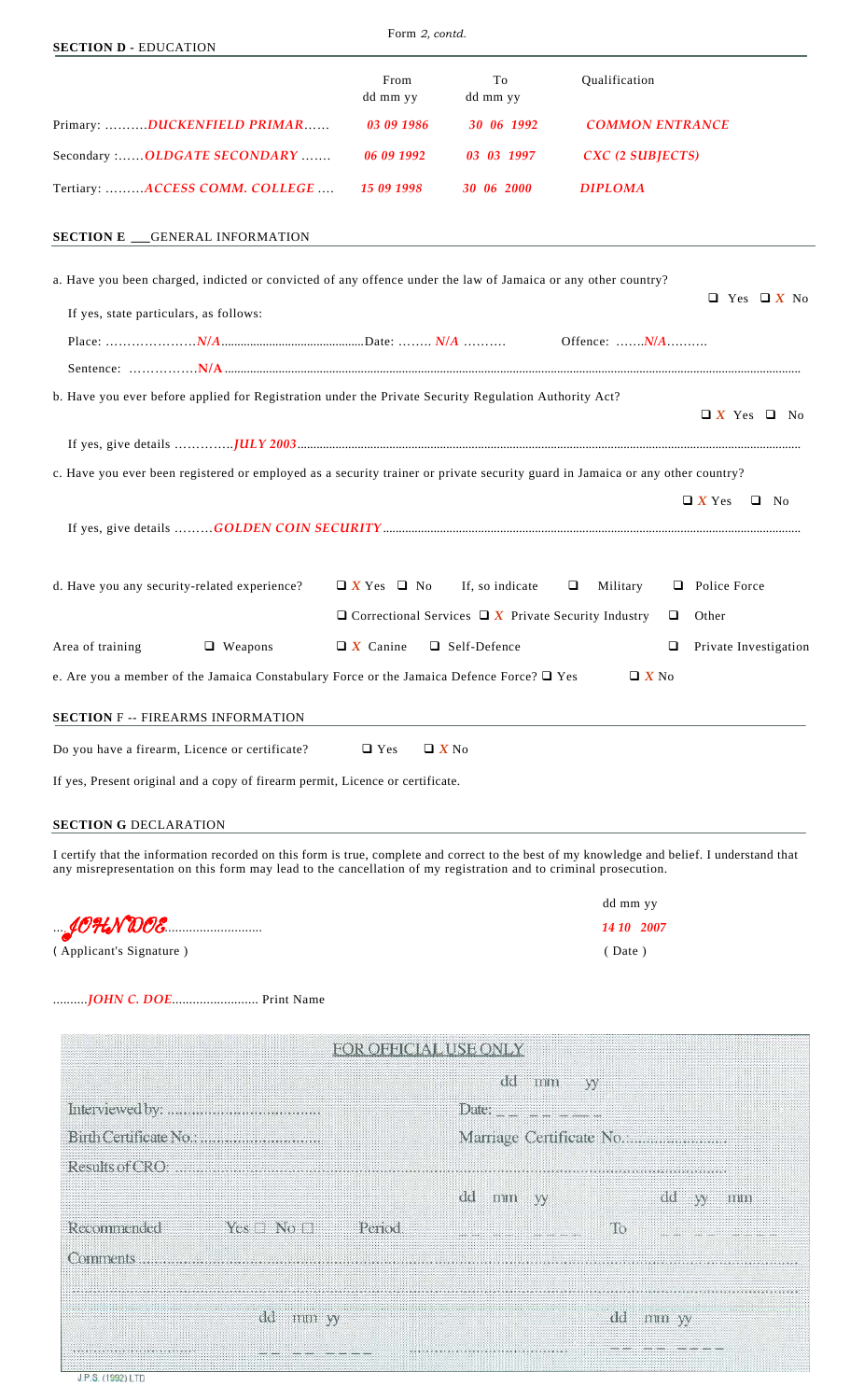Form *2, contd.*

**SECTION D** - EDUCATION

| | From dd mm yy | To dd mm yy | Qualification |
|---|---|---|---|
| Primary: ..........*DUCKENFIELD PRIMAR*...... | *03 09 1986* | *30 06 1992* | *COMMON ENTRANCE* |
| Secondary :......*OLDGATE SECONDARY* ....... | *06 09 1992* | *03 03 1997* | *CXC (2 SUBJECTS)* |
| Tertiary: .........*ACCESS COMM. COLLEGE* .... | *15 09 1998* | *30 06 2000* | *DIPLOMA* |

**SECTION E** ___GENERAL INFORMATION

a. Have you been charged, indicted or convicted of any offence under the law of Jamaica or any other country?

❑ Yes ❑ *X* No

If yes, state particulars, as follows:

Place: ......................*N/A*.............................................Date: ........ *N/A* .......... Offence: .......*N/A*..........

Sentence: ................*N/A*..................................................................................................................................

b. Have you ever before applied for Registration under the Private Security Regulation Authority Act?

❑ *X* Yes ❑ No

If yes, give details .............*JULY 2003*...................................................................................................

c. Have you ever been registered or employed as a security trainer or private security guard in Jamaica or any other country?

❑ *X* Yes ❑ No

If yes, give details .........*GOLDEN COIN SECURITY*...................................................................................

d. Have you any security-related experience? ❑ *X* Yes ❑ No If, so indicate ❑ Military ❑ Police Force

❑ Correctional Services ❑ *X* Private Security Industry ❑ Other

Area of training ❑ Weapons ❑ *X* Canine ❑ Self-Defence ❑ Private Investigation

e. Are you a member of the Jamaica Constabulary Force or the Jamaica Defence Force? ❑ Yes ❑ *X* No

**SECTION F** -- FIREARMS INFORMATION

Do you have a firearm, Licence or certificate? ❑ Yes ❑ *X* No

If yes, Present original and a copy of firearm permit, Licence or certificate.

**SECTION G** DECLARATION

I certify that the information recorded on this form is true, complete and correct to the best of my knowledge and belief. I understand that any misrepresentation on this form may lead to the cancellation of my registration and to criminal prosecution.

...*JOHN DOE*............................ dd mm yy *14 10 2007*

( Applicant's Signature ) ( Date )

..........*JOHN C. DOE*......................... Print Name

FOR OFFICIAL USE ONLY

Interviewed by: ...................................... Date: dd mm yy __ __ ____

Birth Certificate No.: ............................. Marriage Certificate No.........................

Results of CRO: ..........................................................................................................

Recommended Yes ❑ No ❑ Period dd mm yy __ __ ____ To dd yy mm __ __ ____

Comments .....................................................................................................................

..................................................................................................................................

.............................. dd mm yy __ __ ____ .............................. dd mm yy __ __ ____

J.P.S. (1992) LTD